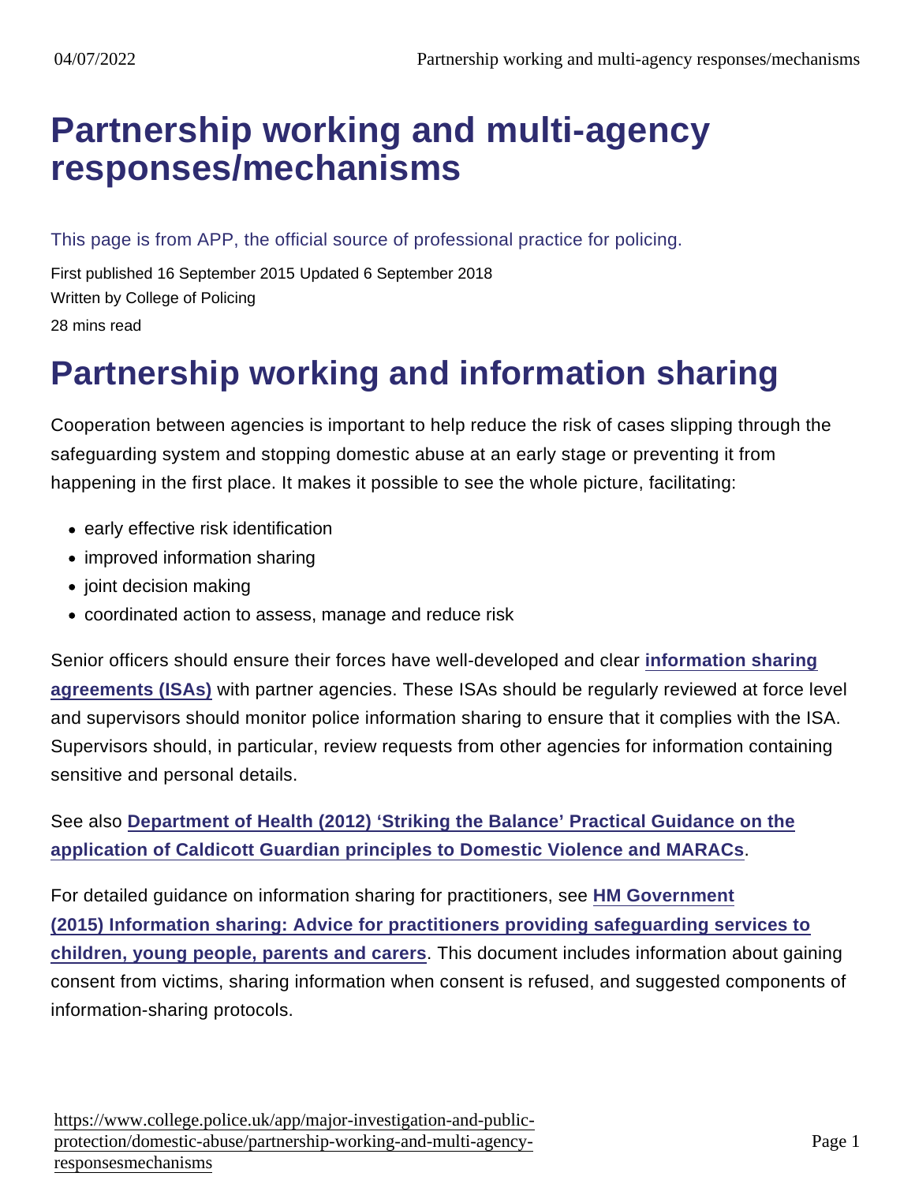# Partnership working and multi-agency responses/mechanisms

This page is from APP, the official source of professional practice for policing.

First published 16 September 2015 Updated 6 September 2018

Written by College of Policing

28 mins read

# Partnership working and information sharing

Cooperation between agencies is important to help reduce the risk of cases slipping through the safeguarding system and stopping domestic abuse at an early stage or preventing it from happening in the first place. It makes it possible to see the whole picture, facilitating:

- early effective risk identification
- improved information sharing
- joint decision making
- coordinated action to assess, manage and reduce risk

Senior officers should ensure their forces have well-developed and clear **information sharing agreements (ISAs)** with partner agencies. These ISAs should be regularly reviewed at force level and supervisors should monitor police information sharing to ensure that it complies with the ISA. Supervisors should, in particular, review requests from other agencies for information containing sensitive and personal details.

See also **Department of Health (2012) 'Striking the Balance' Practical Guidance on the application of Caldicott Guardian principles to Domestic Violence and MARACs**.

For detailed guidance on information sharing for practitioners, see **HM Government (2015) Information sharing: Advice for practitioners providing safeguarding services to children, young people, parents and carers**. This document includes information about gaining consent from victims, sharing information when consent is refused, and suggested components of information-sharing protocols.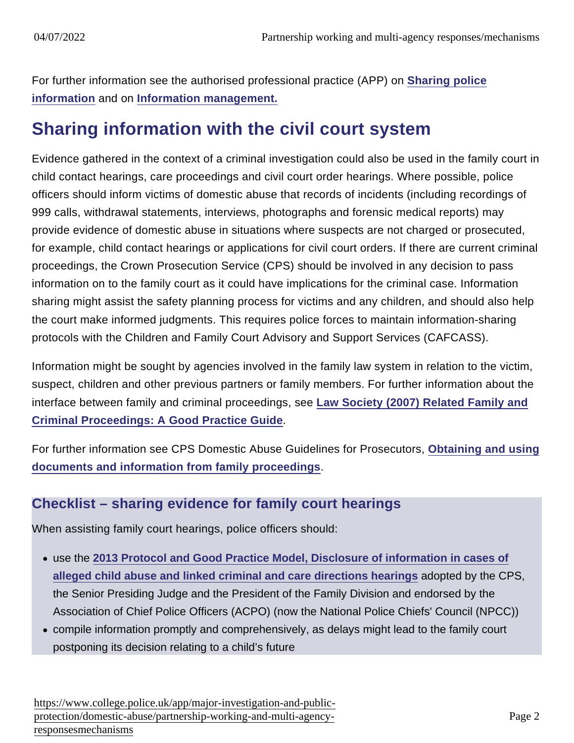For further information see the authorised professional practice (APP) on **Sharing police information** and on **Information management.**

## Sharing information with the civil court system

Evidence gathered in the context of a criminal investigation could also be used in the family court in child contact hearings, care proceedings and civil court order hearings. Where possible, police officers should inform victims of domestic abuse that records of incidents (including recordings of 999 calls, withdrawal statements, interviews, photographs and forensic medical reports) may provide evidence of domestic abuse in situations where suspects are not charged or prosecuted, for example, child contact hearings or applications for civil court orders. If there are current criminal proceedings, the Crown Prosecution Service (CPS) should be involved in any decision to pass information on to the family court as it could have implications for the criminal case. Information sharing might assist the safety planning process for victims and any children, and should also help the court make informed judgments. This requires police forces to maintain information-sharing protocols with the Children and Family Court Advisory and Support Services (CAFCASS).

Information might be sought by agencies involved in the family law system in relation to the victim, suspect, children and other previous partners or family members. For further information about the interface between family and criminal proceedings, see **Law Society (2007) Related Family and Criminal Proceedings: A Good Practice Guide**.

For further information see CPS Domestic Abuse Guidelines for Prosecutors, **Obtaining and using documents and information from family proceedings**.

### Checklist – sharing evidence for family court hearings

When assisting family court hearings, police officers should:

- use the **2013 Protocol and Good Practice Model, Disclosure of information in cases of alleged child abuse and linked criminal and care directions hearings** adopted by the CPS, the Senior Presiding Judge and the President of the Family Division and endorsed by the Association of Chief Police Officers (ACPO) (now the National Police Chiefs' Council (NPCC))
- compile information promptly and comprehensively, as delays might lead to the family court postponing its decision relating to a child's future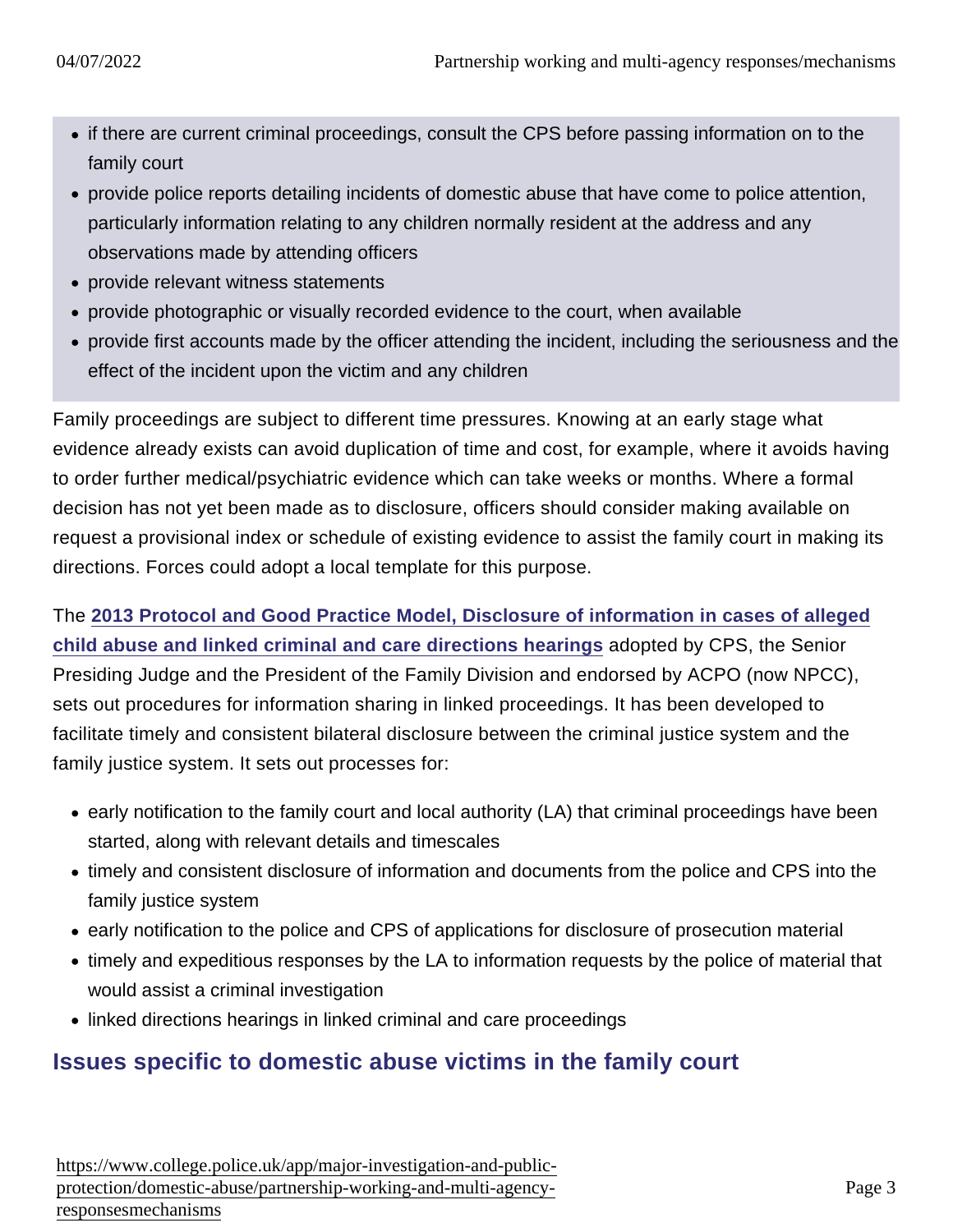- if there are current criminal proceedings, consult the CPS before passing information on to the family court
- provide police reports detailing incidents of domestic abuse that have come to police attention, particularly information relating to any children normally resident at the address and any observations made by attending officers
- provide relevant witness statements
- provide photographic or visually recorded evidence to the court, when available
- provide first accounts made by the officer attending the incident, including the seriousness and the effect of the incident upon the victim and any children

Family proceedings are subject to different time pressures. Knowing at an early stage what evidence already exists can avoid duplication of time and cost, for example, where it avoids having to order further medical/psychiatric evidence which can take weeks or months. Where a formal decision has not yet been made as to disclosure, officers should consider making available on request a provisional index or schedule of existing evidence to assist the family court in making its directions. Forces could adopt a local template for this purpose.

The **2013 Protocol and Good Practice Model, Disclosure of information in cases of alleged child abuse and linked criminal and care directions hearings** adopted by CPS, the Senior Presiding Judge and the President of the Family Division and endorsed by ACPO (now NPCC), sets out procedures for information sharing in linked proceedings. It has been developed to facilitate timely and consistent bilateral disclosure between the criminal justice system and the family justice system. It sets out processes for:

- early notification to the family court and local authority (LA) that criminal proceedings have been started, along with relevant details and timescales
- timely and consistent disclosure of information and documents from the police and CPS into the family justice system
- early notification to the police and CPS of applications for disclosure of prosecution material
- timely and expeditious responses by the LA to information requests by the police of material that would assist a criminal investigation
- linked directions hearings in linked criminal and care proceedings

## Issues specific to domestic abuse victims in the family court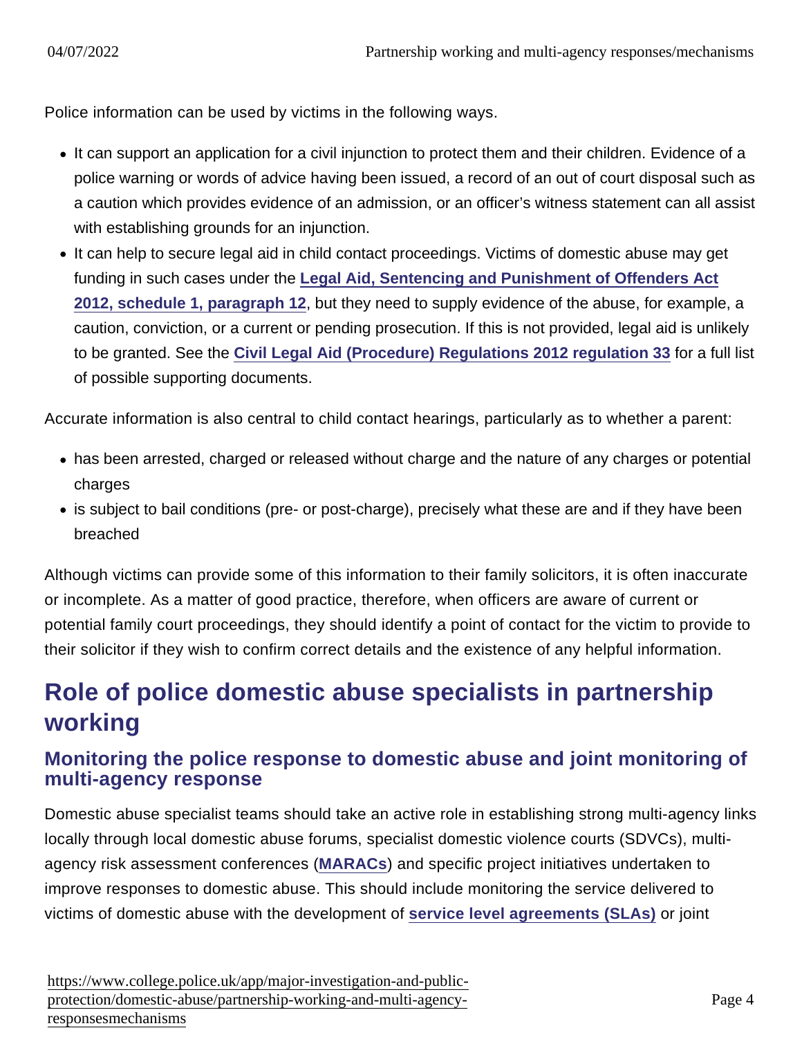Police information can be used by victims in the following ways.

- It can support an application for a civil injunction to protect them and their children. Evidence of a police warning or words of advice having been issued, a record of an out of court disposal such as a caution which provides evidence of an admission, or an officer's witness statement can all assist with establishing grounds for an injunction.
- It can help to secure legal aid in child contact proceedings. Victims of domestic abuse may get funding in such cases under the Legal Aid, Sentencing and Punishment of Offenders Act 2012, schedule 1, paragraph 12, but they need to supply evidence of the abuse, for example, a caution, conviction, or a current or pending prosecution. If this is not provided, legal aid is unlikely to be granted. See the Civil Legal Aid (Procedure) Regulations 2012 regulation 33 for a full list of possible supporting documents.

Accurate information is also central to child contact hearings, particularly as to whether a parent:

- has been arrested, charged or released without charge and the nature of any charges or potential charges
- is subject to bail conditions (pre- or post-charge), precisely what these are and if they have been breached

Although victims can provide some of this information to their family solicitors, it is often inaccurate or incomplete. As a matter of good practice, therefore, when officers are aware of current or potential family court proceedings, they should identify a point of contact for the victim to provide to their solicitor if they wish to confirm correct details and the existence of any helpful information.

## Role of police domestic abuse specialists in partnership working

### Monitoring the police response to domestic abuse and joint monitoring of multi-agency response

Domestic abuse specialist teams should take an active role in establishing strong multi-agency links locally through local domestic abuse forums, specialist domestic violence courts (SDVCs), multi-agency risk assessment conferences (MARACs) and specific project initiatives undertaken to improve responses to domestic abuse. This should include monitoring the service delivered to victims of domestic abuse with the development of service level agreements (SLAs) or joint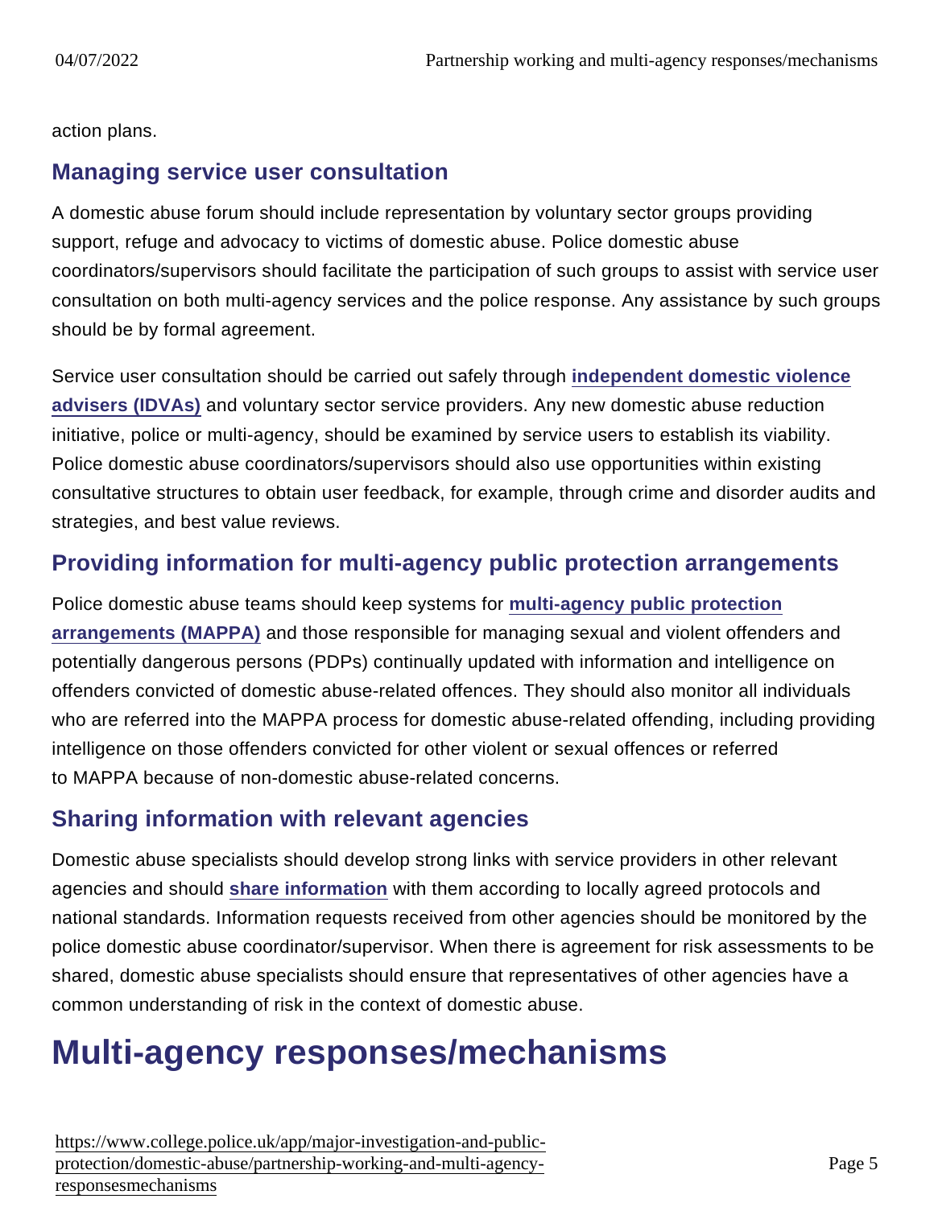action plans.

## Managing service user consultation

A domestic abuse forum should include representation by voluntary sector groups providing support, refuge and advocacy to victims of domestic abuse. Police domestic abuse coordinators/supervisors should facilitate the participation of such groups to assist with service user consultation on both multi-agency services and the police response. Any assistance by such groups should be by formal agreement.

Service user consultation should be carried out safely through independent domestic violence advisers (IDVAs) and voluntary sector service providers. Any new domestic abuse reduction initiative, police or multi-agency, should be examined by service users to establish its viability. Police domestic abuse coordinators/supervisors should also use opportunities within existing consultative structures to obtain user feedback, for example, through crime and disorder audits and strategies, and best value reviews.

## Providing information for multi-agency public protection arrangements

Police domestic abuse teams should keep systems for multi-agency public protection arrangements (MAPPA) and those responsible for managing sexual and violent offenders and potentially dangerous persons (PDPs) continually updated with information and intelligence on offenders convicted of domestic abuse-related offences. They should also monitor all individuals who are referred into the MAPPA process for domestic abuse-related offending, including providing intelligence on those offenders convicted for other violent or sexual offences or referred to MAPPA because of non-domestic abuse-related concerns.

## Sharing information with relevant agencies

Domestic abuse specialists should develop strong links with service providers in other relevant agencies and should share information with them according to locally agreed protocols and national standards. Information requests received from other agencies should be monitored by the police domestic abuse coordinator/supervisor. When there is agreement for risk assessments to be shared, domestic abuse specialists should ensure that representatives of other agencies have a common understanding of risk in the context of domestic abuse.

# Multi-agency responses/mechanisms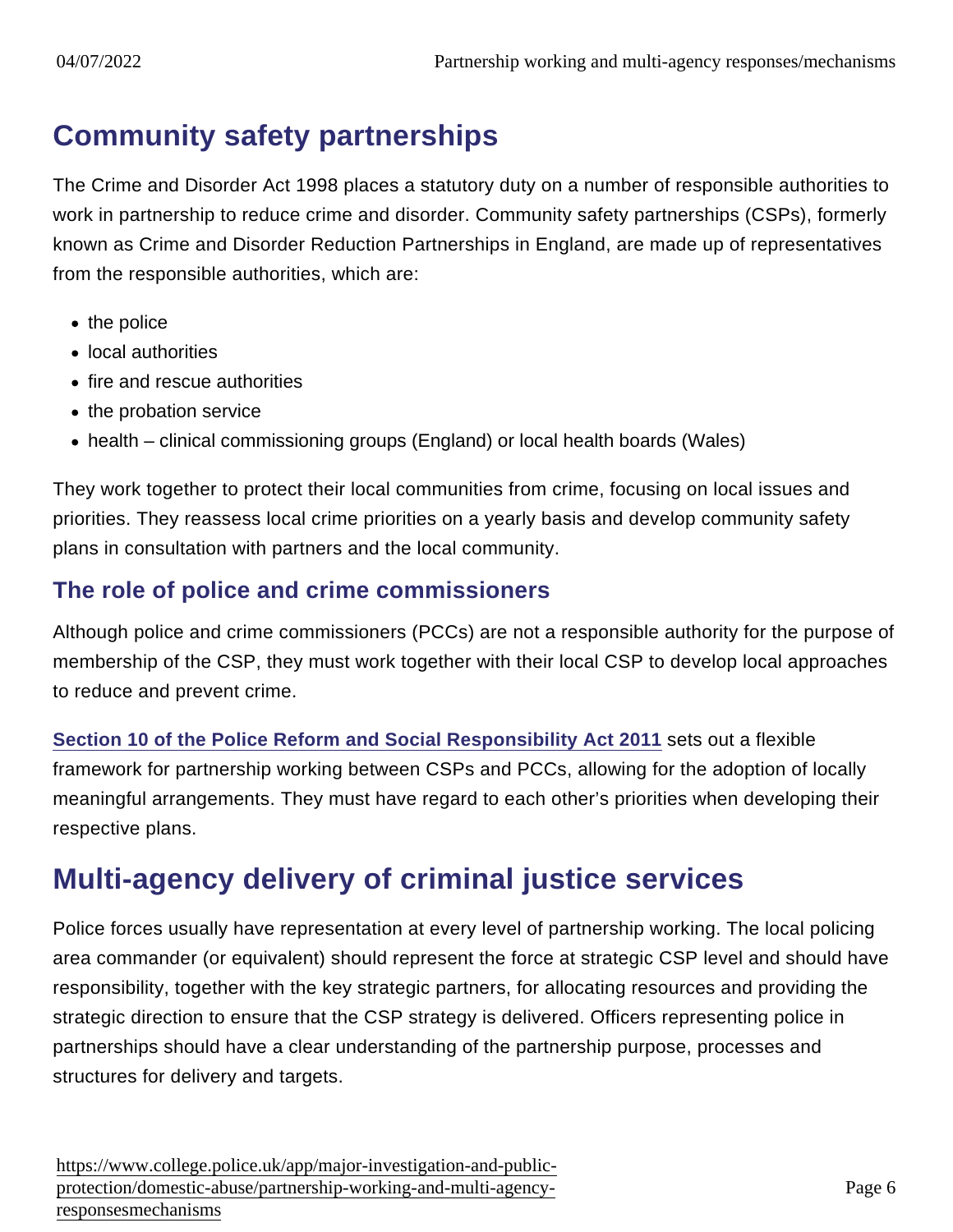## Community safety partnerships

The Crime and Disorder Act 1998 places a statutory duty on a number of responsible authorities to work in partnership to reduce crime and disorder. Community safety partnerships (CSPs), formerly known as Crime and Disorder Reduction Partnerships in England, are made up of representatives from the responsible authorities, which are:

- the police
- local authorities
- fire and rescue authorities
- the probation service
- health – clinical commissioning groups (England) or local health boards (Wales)

They work together to protect their local communities from crime, focusing on local issues and priorities. They reassess local crime priorities on a yearly basis and develop community safety plans in consultation with partners and the local community.

### The role of police and crime commissioners

Although police and crime commissioners (PCCs) are not a responsible authority for the purpose of membership of the CSP, they must work together with their local CSP to develop local approaches to reduce and prevent crime.

**Section 10 of the Police Reform and Social Responsibility Act 2011** sets out a flexible framework for partnership working between CSPs and PCCs, allowing for the adoption of locally meaningful arrangements. They must have regard to each other's priorities when developing their respective plans.

## Multi-agency delivery of criminal justice services

Police forces usually have representation at every level of partnership working. The local policing area commander (or equivalent) should represent the force at strategic CSP level and should have responsibility, together with the key strategic partners, for allocating resources and providing the strategic direction to ensure that the CSP strategy is delivered. Officers representing police in partnerships should have a clear understanding of the partnership purpose, processes and structures for delivery and targets.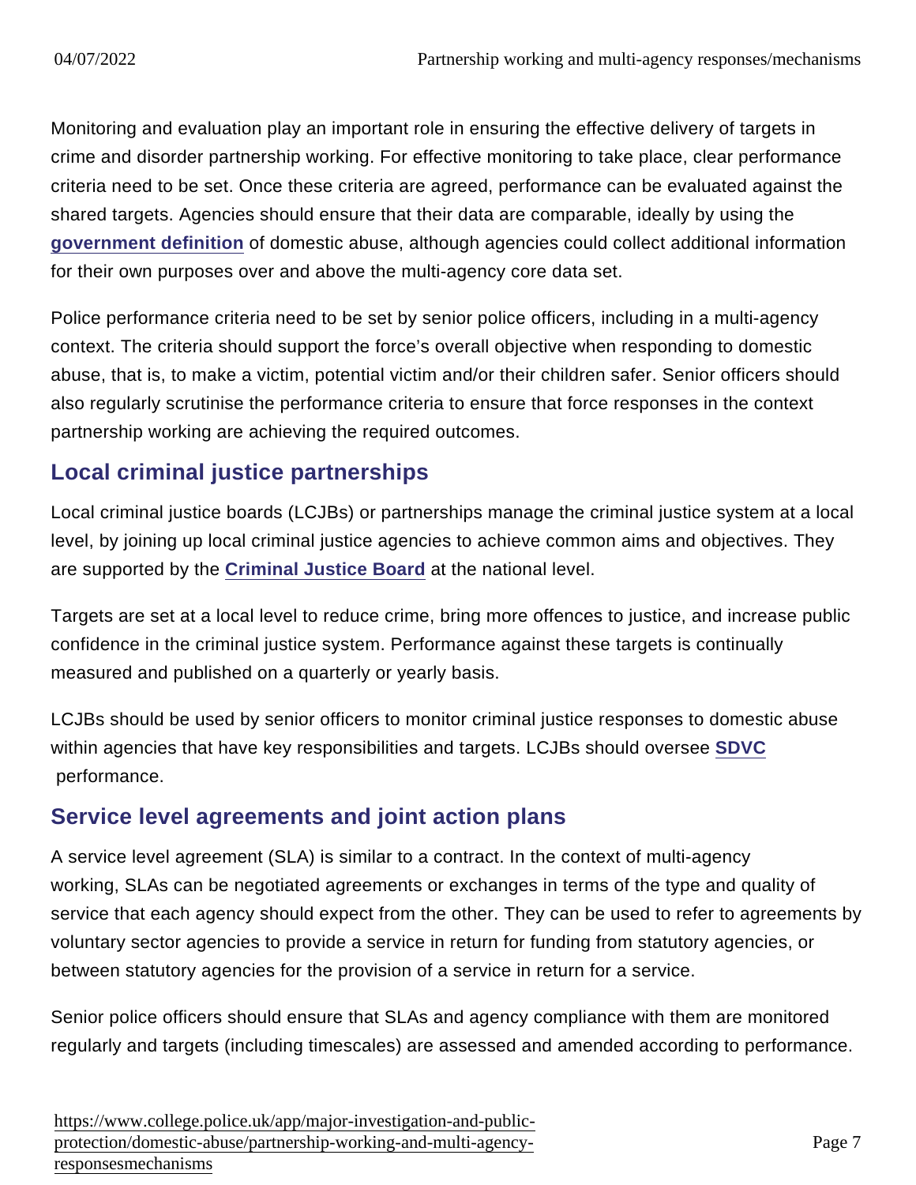Monitoring and evaluation play an important role in ensuring the effective delivery of targets in crime and disorder partnership working. For effective monitoring to take place, clear performance criteria need to be set. Once these criteria are agreed, performance can be evaluated against the shared targets. Agencies should ensure that their data are comparable, ideally by using the government definition of domestic abuse, although agencies could collect additional information for their own purposes over and above the multi-agency core data set.

Police performance criteria need to be set by senior police officers, including in a multi-agency context. The criteria should support the force's overall objective when responding to domestic abuse, that is, to make a victim, potential victim and/or their children safer. Senior officers should also regularly scrutinise the performance criteria to ensure that force responses in the context partnership working are achieving the required outcomes.

## Local criminal justice partnerships

Local criminal justice boards (LCJBs) or partnerships manage the criminal justice system at a local level, by joining up local criminal justice agencies to achieve common aims and objectives. They are supported by the Criminal Justice Board at the national level.

Targets are set at a local level to reduce crime, bring more offences to justice, and increase public confidence in the criminal justice system. Performance against these targets is continually measured and published on a quarterly or yearly basis.

LCJBs should be used by senior officers to monitor criminal justice responses to domestic abuse within agencies that have key responsibilities and targets. LCJBs should oversee SDVC performance.

## Service level agreements and joint action plans

A service level agreement (SLA) is similar to a contract. In the context of multi-agency working, SLAs can be negotiated agreements or exchanges in terms of the type and quality of service that each agency should expect from the other. They can be used to refer to agreements by voluntary sector agencies to provide a service in return for funding from statutory agencies, or between statutory agencies for the provision of a service in return for a service.

Senior police officers should ensure that SLAs and agency compliance with them are monitored regularly and targets (including timescales) are assessed and amended according to performance.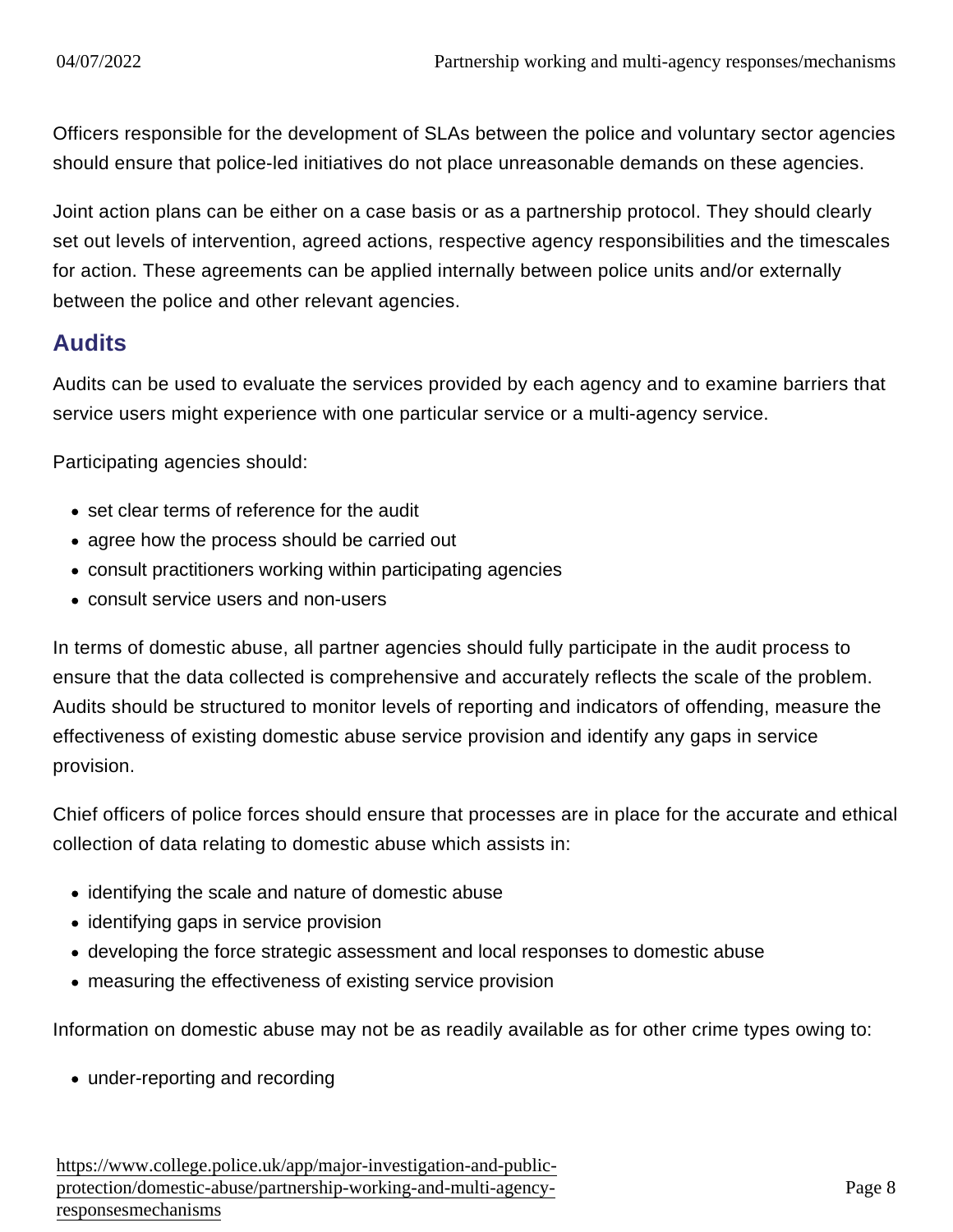Officers responsible for the development of SLAs between the police and voluntary sector agencies should ensure that police-led initiatives do not place unreasonable demands on these agencies.

Joint action plans can be either on a case basis or as a partnership protocol. They should clearly set out levels of intervention, agreed actions, respective agency responsibilities and the timescales for action. These agreements can be applied internally between police units and/or externally between the police and other relevant agencies.

## Audits

Audits can be used to evaluate the services provided by each agency and to examine barriers that service users might experience with one particular service or a multi-agency service.

Participating agencies should:

- set clear terms of reference for the audit
- agree how the process should be carried out
- consult practitioners working within participating agencies
- consult service users and non-users

In terms of domestic abuse, all partner agencies should fully participate in the audit process to ensure that the data collected is comprehensive and accurately reflects the scale of the problem. Audits should be structured to monitor levels of reporting and indicators of offending, measure the effectiveness of existing domestic abuse service provision and identify any gaps in service provision.

Chief officers of police forces should ensure that processes are in place for the accurate and ethical collection of data relating to domestic abuse which assists in:

- identifying the scale and nature of domestic abuse
- identifying gaps in service provision
- developing the force strategic assessment and local responses to domestic abuse
- measuring the effectiveness of existing service provision

Information on domestic abuse may not be as readily available as for other crime types owing to:

- under-reporting and recording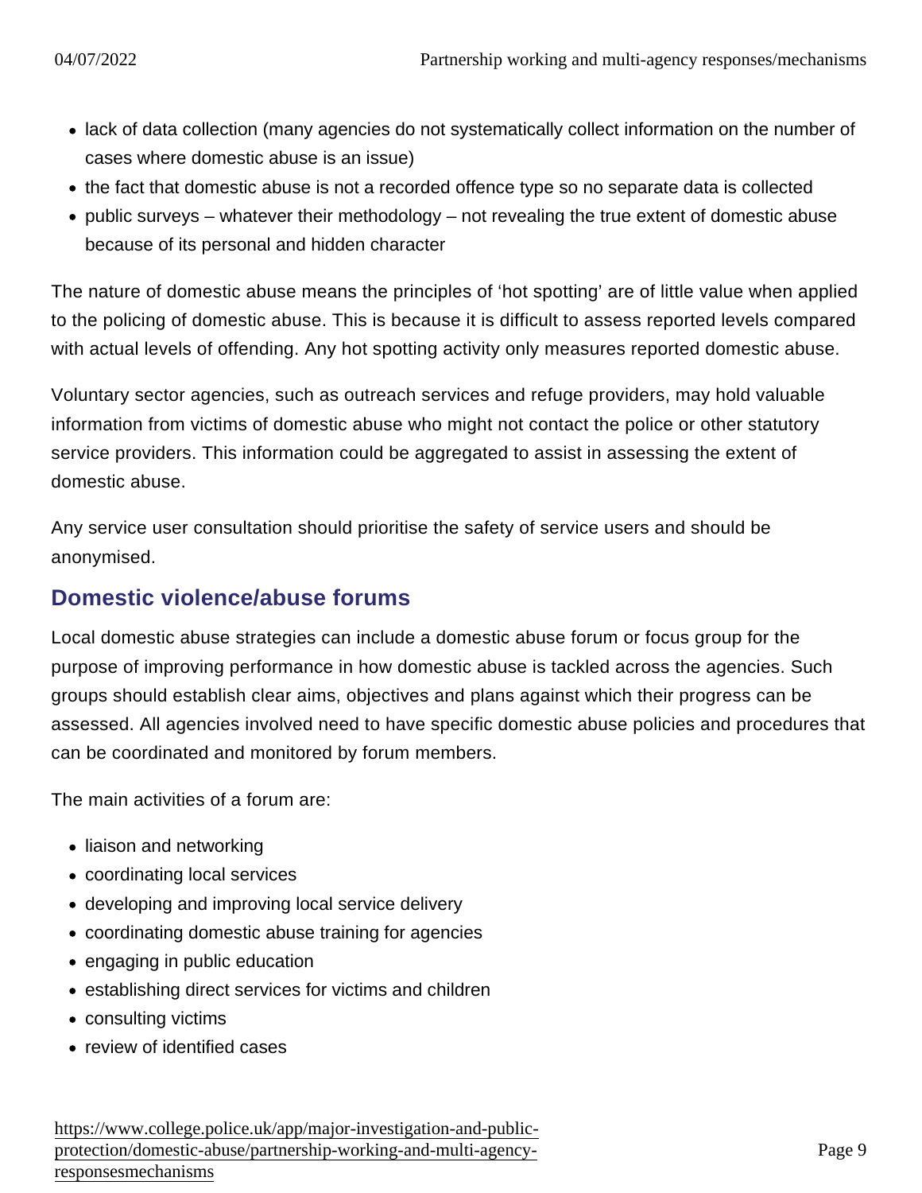- lack of data collection (many agencies do not systematically collect information on the number of cases where domestic abuse is an issue)
- the fact that domestic abuse is not a recorded offence type so no separate data is collected
- public surveys – whatever their methodology – not revealing the true extent of domestic abuse because of its personal and hidden character

The nature of domestic abuse means the principles of 'hot spotting' are of little value when applied to the policing of domestic abuse. This is because it is difficult to assess reported levels compared with actual levels of offending. Any hot spotting activity only measures reported domestic abuse.

Voluntary sector agencies, such as outreach services and refuge providers, may hold valuable information from victims of domestic abuse who might not contact the police or other statutory service providers. This information could be aggregated to assist in assessing the extent of domestic abuse.

Any service user consultation should prioritise the safety of service users and should be anonymised.

## Domestic violence/abuse forums

Local domestic abuse strategies can include a domestic abuse forum or focus group for the purpose of improving performance in how domestic abuse is tackled across the agencies. Such groups should establish clear aims, objectives and plans against which their progress can be assessed. All agencies involved need to have specific domestic abuse policies and procedures that can be coordinated and monitored by forum members.

The main activities of a forum are:

- liaison and networking
- coordinating local services
- developing and improving local service delivery
- coordinating domestic abuse training for agencies
- engaging in public education
- establishing direct services for victims and children
- consulting victims
- review of identified cases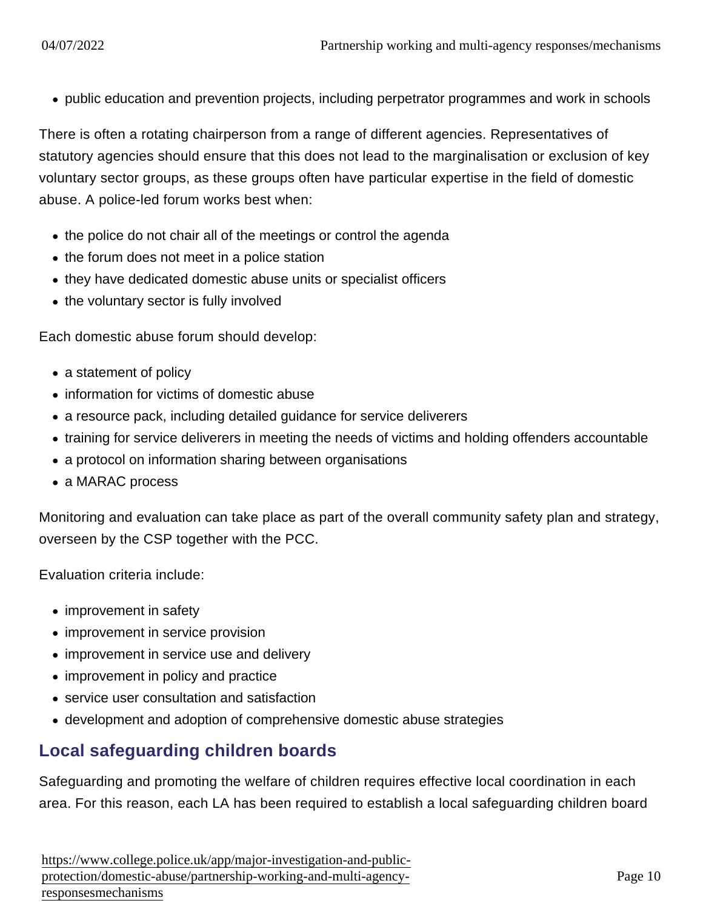- public education and prevention projects, including perpetrator programmes and work in schools

There is often a rotating chairperson from a range of different agencies. Representatives of statutory agencies should ensure that this does not lead to the marginalisation or exclusion of key voluntary sector groups, as these groups often have particular expertise in the field of domestic abuse. A police-led forum works best when:

- the police do not chair all of the meetings or control the agenda
- the forum does not meet in a police station
- they have dedicated domestic abuse units or specialist officers
- the voluntary sector is fully involved

Each domestic abuse forum should develop:

- a statement of policy
- information for victims of domestic abuse
- a resource pack, including detailed guidance for service deliverers
- training for service deliverers in meeting the needs of victims and holding offenders accountable
- a protocol on information sharing between organisations
- a MARAC process

Monitoring and evaluation can take place as part of the overall community safety plan and strategy, overseen by the CSP together with the PCC.

Evaluation criteria include:

- improvement in safety
- improvement in service provision
- improvement in service use and delivery
- improvement in policy and practice
- service user consultation and satisfaction
- development and adoption of comprehensive domestic abuse strategies

## Local safeguarding children boards

Safeguarding and promoting the welfare of children requires effective local coordination in each area. For this reason, each LA has been required to establish a local safeguarding children board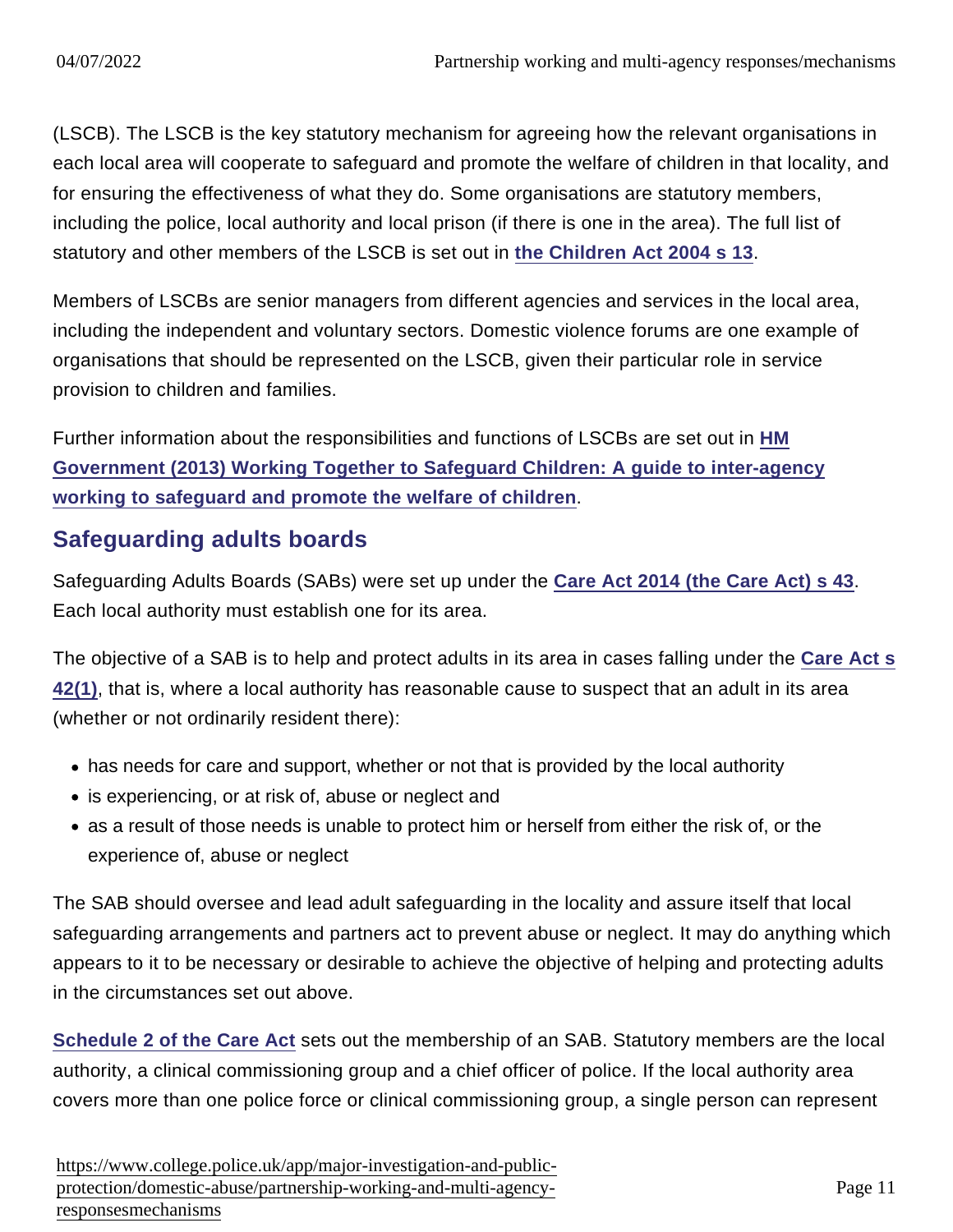(LSCB). The LSCB is the key statutory mechanism for agreeing how the relevant organisations in each local area will cooperate to safeguard and promote the welfare of children in that locality, and for ensuring the effectiveness of what they do. Some organisations are statutory members, including the police, local authority and local prison (if there is one in the area). The full list of statutory and other members of the LSCB is set out in **the Children Act 2004 s 13**.

Members of LSCBs are senior managers from different agencies and services in the local area, including the independent and voluntary sectors. Domestic violence forums are one example of organisations that should be represented on the LSCB, given their particular role in service provision to children and families.

Further information about the responsibilities and functions of LSCBs are set out in **HM Government (2013) Working Together to Safeguard Children: A guide to inter-agency working to safeguard and promote the welfare of children**.

## Safeguarding adults boards

Safeguarding Adults Boards (SABs) were set up under the **Care Act 2014 (the Care Act) s 43**. Each local authority must establish one for its area.

The objective of a SAB is to help and protect adults in its area in cases falling under the **Care Act s 42(1)**, that is, where a local authority has reasonable cause to suspect that an adult in its area (whether or not ordinarily resident there):

- has needs for care and support, whether or not that is provided by the local authority
- is experiencing, or at risk of, abuse or neglect and
- as a result of those needs is unable to protect him or herself from either the risk of, or the experience of, abuse or neglect

The SAB should oversee and lead adult safeguarding in the locality and assure itself that local safeguarding arrangements and partners act to prevent abuse or neglect. It may do anything which appears to it to be necessary or desirable to achieve the objective of helping and protecting adults in the circumstances set out above.

**Schedule 2 of the Care Act** sets out the membership of an SAB. Statutory members are the local authority, a clinical commissioning group and a chief officer of police. If the local authority area covers more than one police force or clinical commissioning group, a single person can represent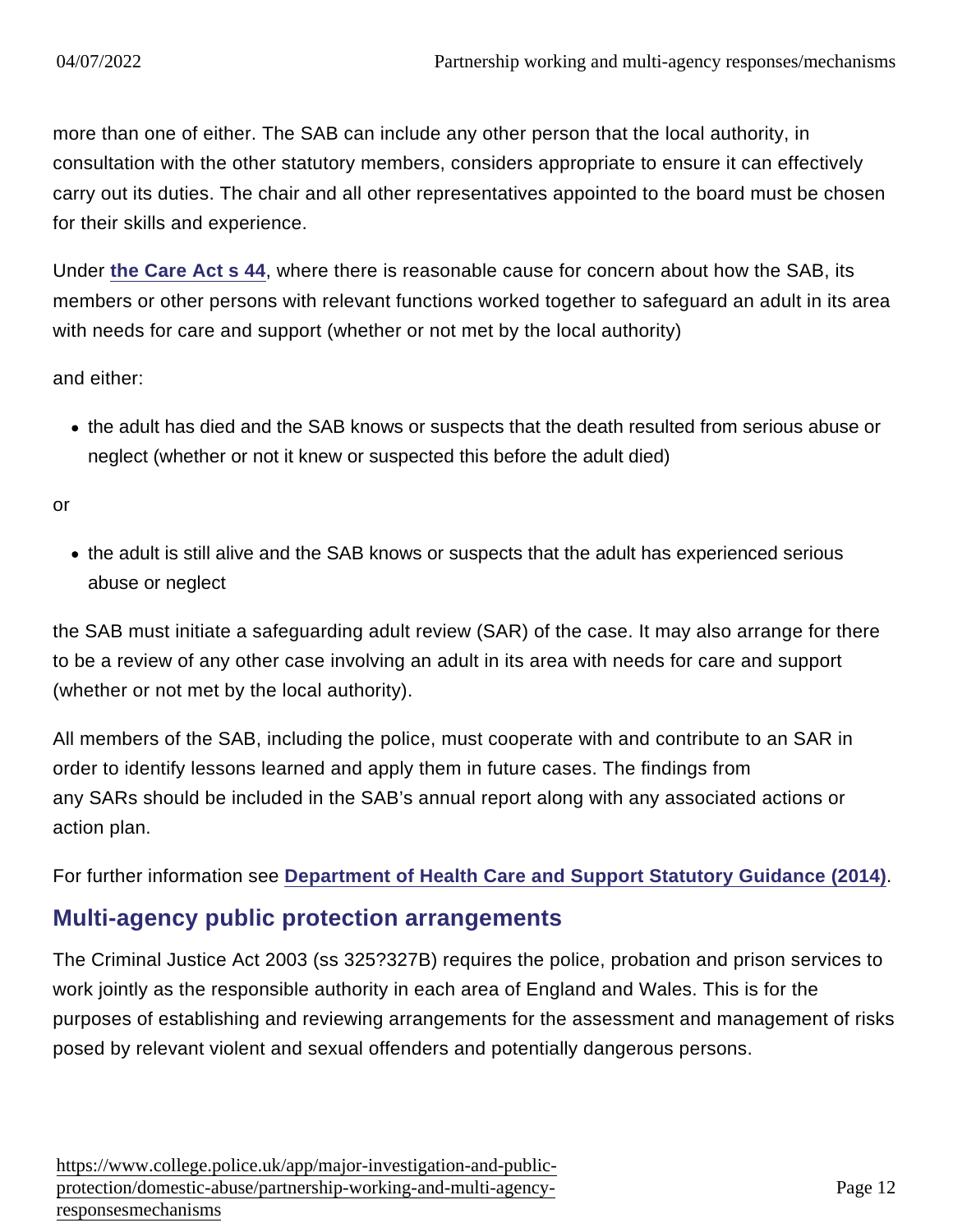more than one of either. The SAB can include any other person that the local authority, in consultation with the other statutory members, considers appropriate to ensure it can effectively carry out its duties. The chair and all other representatives appointed to the board must be chosen for their skills and experience.

Under the Care Act s 44, where there is reasonable cause for concern about how the SAB, its members or other persons with relevant functions worked together to safeguard an adult in its area with needs for care and support (whether or not met by the local authority)

and either:

- the adult has died and the SAB knows or suspects that the death resulted from serious abuse or neglect (whether or not it knew or suspected this before the adult died)

or

- the adult is still alive and the SAB knows or suspects that the adult has experienced serious abuse or neglect

the SAB must initiate a safeguarding adult review (SAR) of the case. It may also arrange for there to be a review of any other case involving an adult in its area with needs for care and support (whether or not met by the local authority).

All members of the SAB, including the police, must cooperate with and contribute to an SAR in order to identify lessons learned and apply them in future cases. The findings from any SARs should be included in the SAB's annual report along with any associated actions or action plan.

For further information see Department of Health Care and Support Statutory Guidance (2014).

## Multi-agency public protection arrangements

The Criminal Justice Act 2003 (ss 325?327B) requires the police, probation and prison services to work jointly as the responsible authority in each area of England and Wales. This is for the purposes of establishing and reviewing arrangements for the assessment and management of risks posed by relevant violent and sexual offenders and potentially dangerous persons.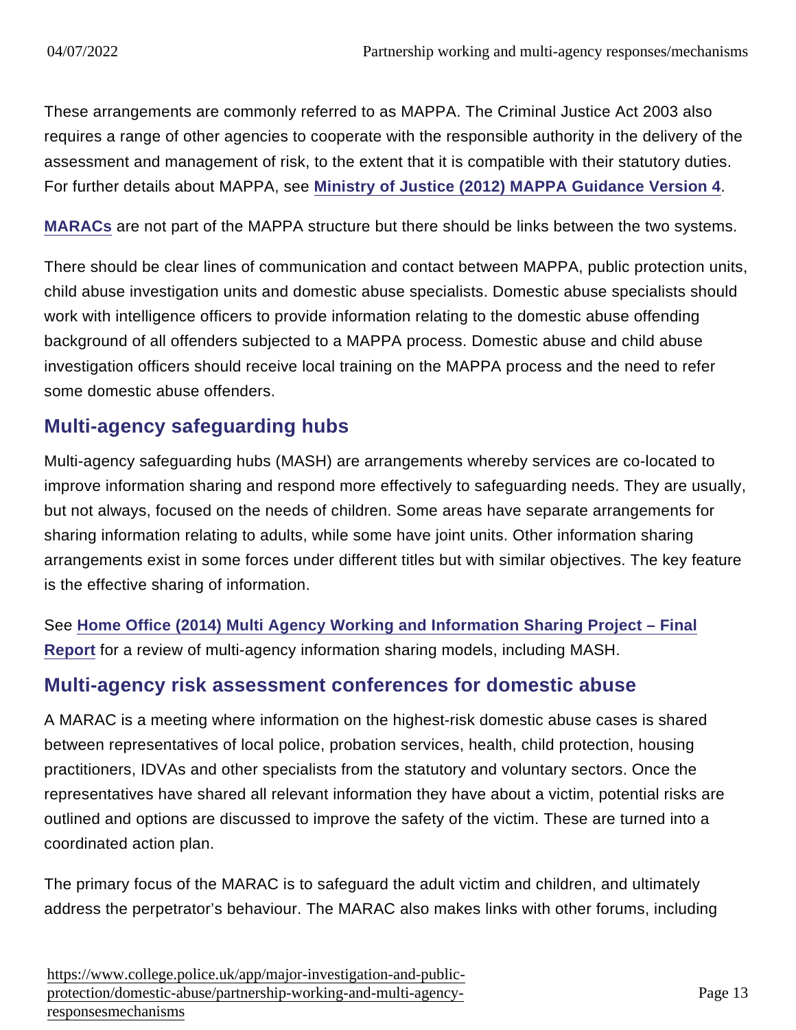These arrangements are commonly referred to as MAPPA. The Criminal Justice Act 2003 also requires a range of other agencies to cooperate with the responsible authority in the delivery of the assessment and management of risk, to the extent that it is compatible with their statutory duties. For further details about MAPPA, see [Ministry of Justice (2012) MAPPA Guidance Version 4].

[MARACs] are not part of the MAPPA structure but there should be links between the two systems.

There should be clear lines of communication and contact between MAPPA, public protection units, child abuse investigation units and domestic abuse specialists. Domestic abuse specialists should work with intelligence officers to provide information relating to the domestic abuse offending background of all offenders subjected to a MAPPA process. Domestic abuse and child abuse investigation officers should receive local training on the MAPPA process and the need to refer some domestic abuse offenders.

## Multi-agency safeguarding hubs

Multi-agency safeguarding hubs (MASH) are arrangements whereby services are co-located to improve information sharing and respond more effectively to safeguarding needs. They are usually, but not always, focused on the needs of children. Some areas have separate arrangements for sharing information relating to adults, while some have joint units. Other information sharing arrangements exist in some forces under different titles but with similar objectives. The key feature is the effective sharing of information.

See [Home Office (2014) Multi Agency Working and Information Sharing Project – Final Report] for a review of multi-agency information sharing models, including MASH.

## Multi-agency risk assessment conferences for domestic abuse

A MARAC is a meeting where information on the highest-risk domestic abuse cases is shared between representatives of local police, probation services, health, child protection, housing practitioners, IDVAs and other specialists from the statutory and voluntary sectors. Once the representatives have shared all relevant information they have about a victim, potential risks are outlined and options are discussed to improve the safety of the victim. These are turned into a coordinated action plan.

The primary focus of the MARAC is to safeguard the adult victim and children, and ultimately address the perpetrator's behaviour. The MARAC also makes links with other forums, including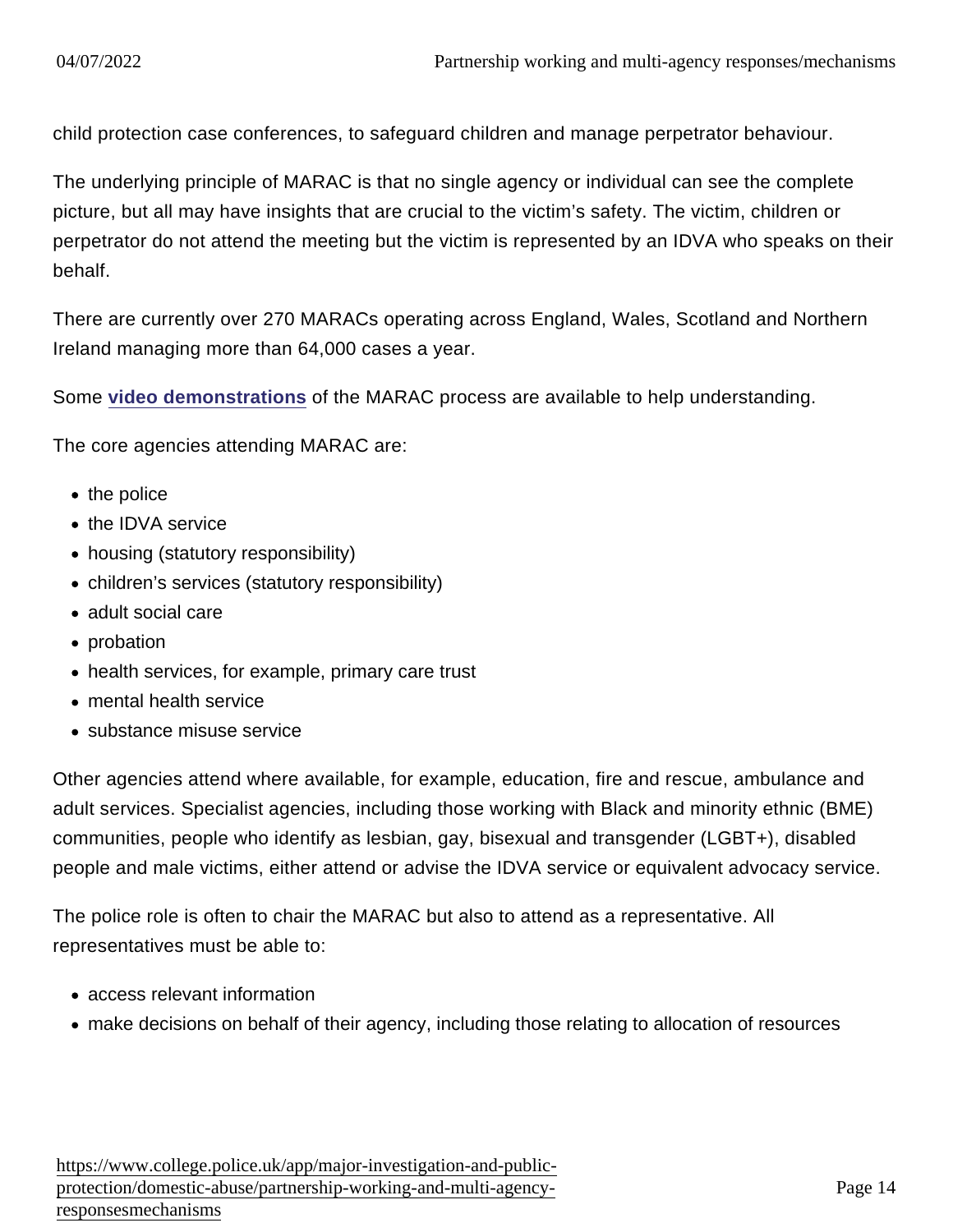child protection case conferences, to safeguard children and manage perpetrator behaviour.

The underlying principle of MARAC is that no single agency or individual can see the complete picture, but all may have insights that are crucial to the victim's safety. The victim, children or perpetrator do not attend the meeting but the victim is represented by an IDVA who speaks on their behalf.

There are currently over 270 MARACs operating across England, Wales, Scotland and Northern Ireland managing more than 64,000 cases a year.

Some **video demonstrations** of the MARAC process are available to help understanding.

The core agencies attending MARAC are:

- the police
- the IDVA service
- housing (statutory responsibility)
- children's services (statutory responsibility)
- adult social care
- probation
- health services, for example, primary care trust
- mental health service
- substance misuse service

Other agencies attend where available, for example, education, fire and rescue, ambulance and adult services. Specialist agencies, including those working with Black and minority ethnic (BME) communities, people who identify as lesbian, gay, bisexual and transgender (LGBT+), disabled people and male victims, either attend or advise the IDVA service or equivalent advocacy service.

The police role is often to chair the MARAC but also to attend as a representative. All representatives must be able to:

- access relevant information
- make decisions on behalf of their agency, including those relating to allocation of resources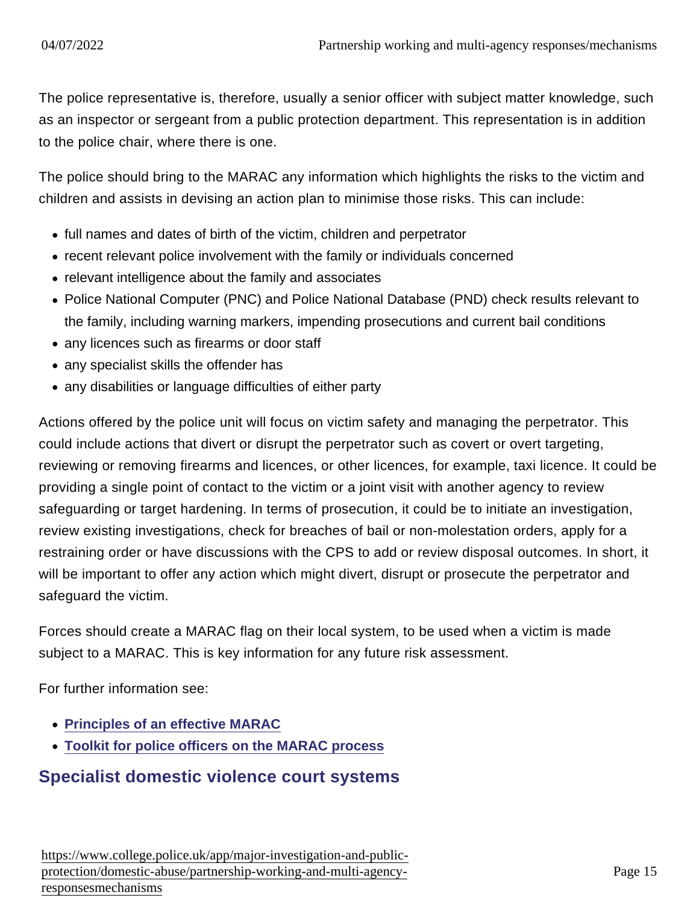The police representative is, therefore, usually a senior officer with subject matter knowledge, such as an inspector or sergeant from a public protection department. This representation is in addition to the police chair, where there is one.

The police should bring to the MARAC any information which highlights the risks to the victim and children and assists in devising an action plan to minimise those risks. This can include:

- full names and dates of birth of the victim, children and perpetrator
- recent relevant police involvement with the family or individuals concerned
- relevant intelligence about the family and associates
- Police National Computer (PNC) and Police National Database (PND) check results relevant to the family, including warning markers, impending prosecutions and current bail conditions
- any licences such as firearms or door staff
- any specialist skills the offender has
- any disabilities or language difficulties of either party

Actions offered by the police unit will focus on victim safety and managing the perpetrator. This could include actions that divert or disrupt the perpetrator such as covert or overt targeting, reviewing or removing firearms and licences, or other licences, for example, taxi licence. It could be providing a single point of contact to the victim or a joint visit with another agency to review safeguarding or target hardening. In terms of prosecution, it could be to initiate an investigation, review existing investigations, check for breaches of bail or non-molestation orders, apply for a restraining order or have discussions with the CPS to add or review disposal outcomes. In short, it will be important to offer any action which might divert, disrupt or prosecute the perpetrator and safeguard the victim.

Forces should create a MARAC flag on their local system, to be used when a victim is made subject to a MARAC. This is key information for any future risk assessment.

For further information see:

- **Principles of an effective MARAC**
- **Toolkit for police officers on the MARAC process**

## Specialist domestic violence court systems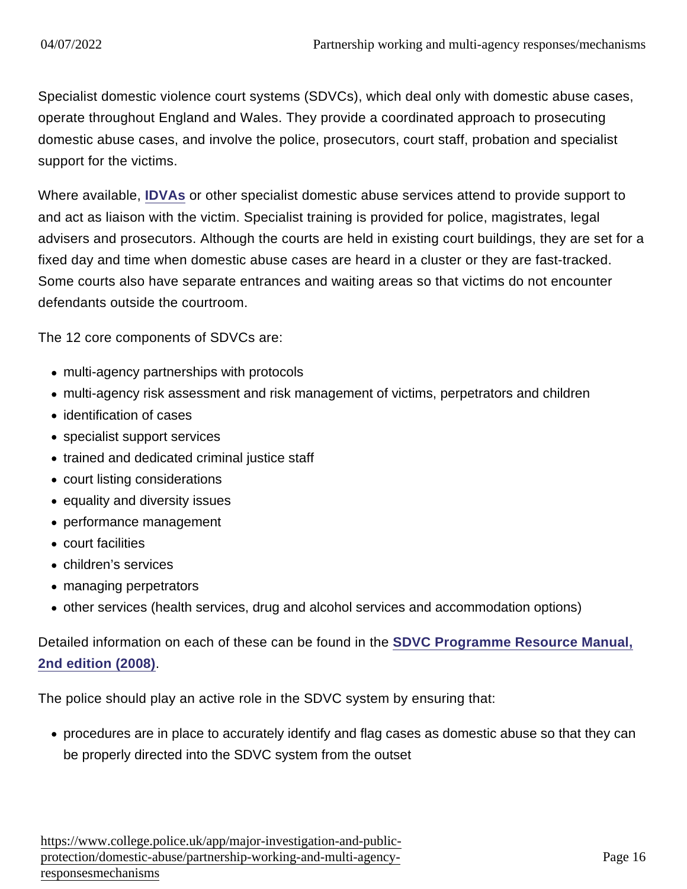Specialist domestic violence court systems (SDVCs), which deal only with domestic abuse cases, operate throughout England and Wales. They provide a coordinated approach to prosecuting domestic abuse cases, and involve the police, prosecutors, court staff, probation and specialist support for the victims.

Where available, IDVAs or other specialist domestic abuse services attend to provide support to and act as liaison with the victim. Specialist training is provided for police, magistrates, legal advisers and prosecutors. Although the courts are held in existing court buildings, they are set for a fixed day and time when domestic abuse cases are heard in a cluster or they are fast-tracked. Some courts also have separate entrances and waiting areas so that victims do not encounter defendants outside the courtroom.

The 12 core components of SDVCs are:

- multi-agency partnerships with protocols
- multi-agency risk assessment and risk management of victims, perpetrators and children
- identification of cases
- specialist support services
- trained and dedicated criminal justice staff
- court listing considerations
- equality and diversity issues
- performance management
- court facilities
- children's services
- managing perpetrators
- other services (health services, drug and alcohol services and accommodation options)

Detailed information on each of these can be found in the **SDVC Programme Resource Manual, 2nd edition (2008)**.

The police should play an active role in the SDVC system by ensuring that:

- procedures are in place to accurately identify and flag cases as domestic abuse so that they can be properly directed into the SDVC system from the outset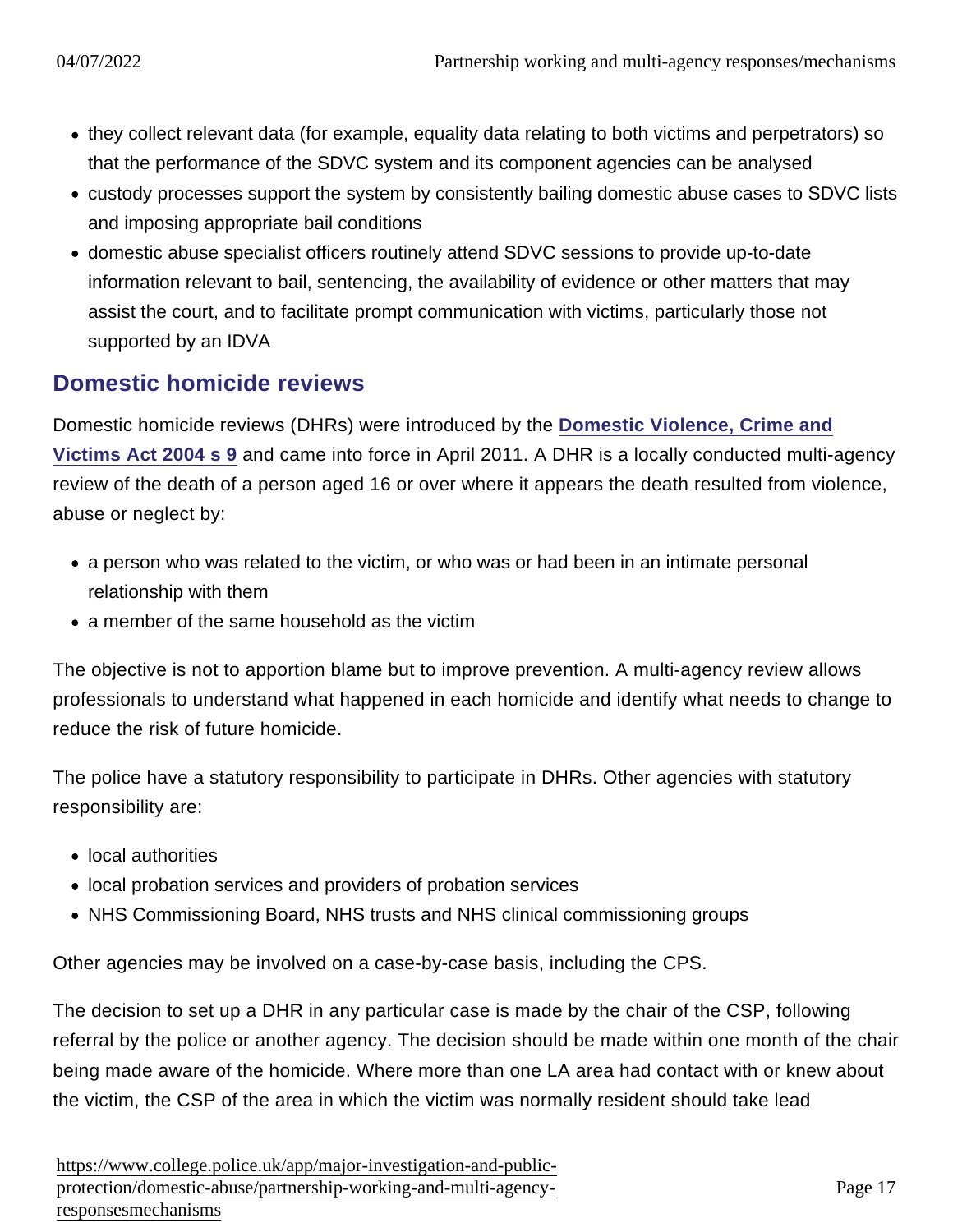- they collect relevant data (for example, equality data relating to both victims and perpetrators) so that the performance of the SDVC system and its component agencies can be analysed
- custody processes support the system by consistently bailing domestic abuse cases to SDVC lists and imposing appropriate bail conditions
- domestic abuse specialist officers routinely attend SDVC sessions to provide up-to-date information relevant to bail, sentencing, the availability of evidence or other matters that may assist the court, and to facilitate prompt communication with victims, particularly those not supported by an IDVA

## Domestic homicide reviews

Domestic homicide reviews (DHRs) were introduced by the **Domestic Violence, Crime and Victims Act 2004 s 9** and came into force in April 2011. A DHR is a locally conducted multi-agency review of the death of a person aged 16 or over where it appears the death resulted from violence, abuse or neglect by:

- a person who was related to the victim, or who was or had been in an intimate personal relationship with them
- a member of the same household as the victim

The objective is not to apportion blame but to improve prevention. A multi-agency review allows professionals to understand what happened in each homicide and identify what needs to change to reduce the risk of future homicide.

The police have a statutory responsibility to participate in DHRs. Other agencies with statutory responsibility are:

- local authorities
- local probation services and providers of probation services
- NHS Commissioning Board, NHS trusts and NHS clinical commissioning groups

Other agencies may be involved on a case-by-case basis, including the CPS.

The decision to set up a DHR in any particular case is made by the chair of the CSP, following referral by the police or another agency. The decision should be made within one month of the chair being made aware of the homicide. Where more than one LA area had contact with or knew about the victim, the CSP of the area in which the victim was normally resident should take lead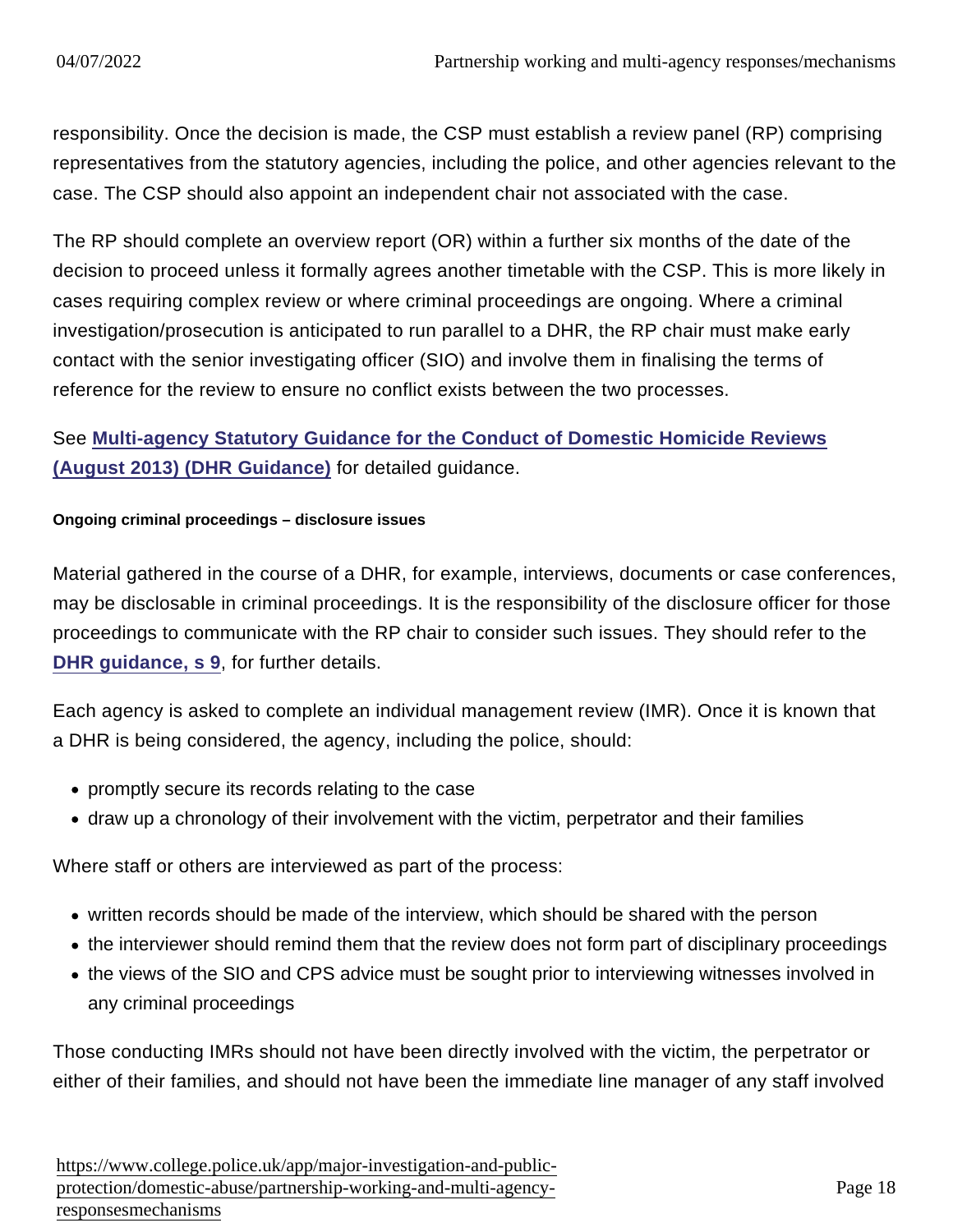responsibility. Once the decision is made, the CSP must establish a review panel (RP) comprising representatives from the statutory agencies, including the police, and other agencies relevant to the case. The CSP should also appoint an independent chair not associated with the case.

The RP should complete an overview report (OR) within a further six months of the date of the decision to proceed unless it formally agrees another timetable with the CSP. This is more likely in cases requiring complex review or where criminal proceedings are ongoing. Where a criminal investigation/prosecution is anticipated to run parallel to a DHR, the RP chair must make early contact with the senior investigating officer (SIO) and involve them in finalising the terms of reference for the review to ensure no conflict exists between the two processes.

See **Multi-agency Statutory Guidance for the Conduct of Domestic Homicide Reviews (August 2013) (DHR Guidance)** for detailed guidance.

#### Ongoing criminal proceedings – disclosure issues

Material gathered in the course of a DHR, for example, interviews, documents or case conferences, may be disclosable in criminal proceedings. It is the responsibility of the disclosure officer for those proceedings to communicate with the RP chair to consider such issues. They should refer to the **DHR guidance, s 9**, for further details.

Each agency is asked to complete an individual management review (IMR). Once it is known that a DHR is being considered, the agency, including the police, should:

- promptly secure its records relating to the case
- draw up a chronology of their involvement with the victim, perpetrator and their families

Where staff or others are interviewed as part of the process:

- written records should be made of the interview, which should be shared with the person
- the interviewer should remind them that the review does not form part of disciplinary proceedings
- the views of the SIO and CPS advice must be sought prior to interviewing witnesses involved in any criminal proceedings

Those conducting IMRs should not have been directly involved with the victim, the perpetrator or either of their families, and should not have been the immediate line manager of any staff involved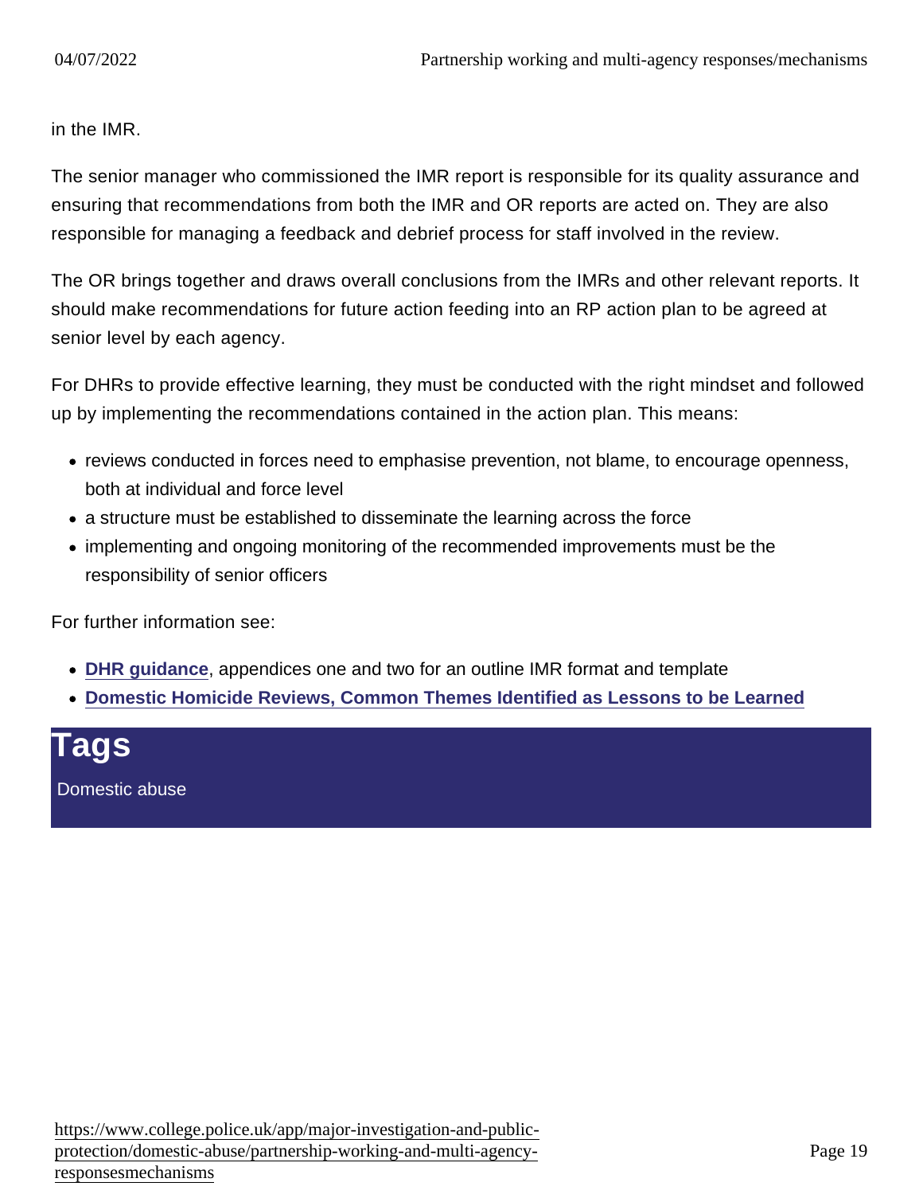in the IMR.

The senior manager who commissioned the IMR report is responsible for its quality assurance and ensuring that recommendations from both the IMR and OR reports are acted on. They are also responsible for managing a feedback and debrief process for staff involved in the review.

The OR brings together and draws overall conclusions from the IMRs and other relevant reports. It should make recommendations for future action feeding into an RP action plan to be agreed at senior level by each agency.

For DHRs to provide effective learning, they must be conducted with the right mindset and followed up by implementing the recommendations contained in the action plan. This means:

- reviews conducted in forces need to emphasise prevention, not blame, to encourage openness, both at individual and force level
- a structure must be established to disseminate the learning across the force
- implementing and ongoing monitoring of the recommended improvements must be the responsibility of senior officers

For further information see:

- **DHR guidance**, appendices one and two for an outline IMR format and template
- **Domestic Homicide Reviews, Common Themes Identified as Lessons to be Learned**

# Tags

Domestic abuse